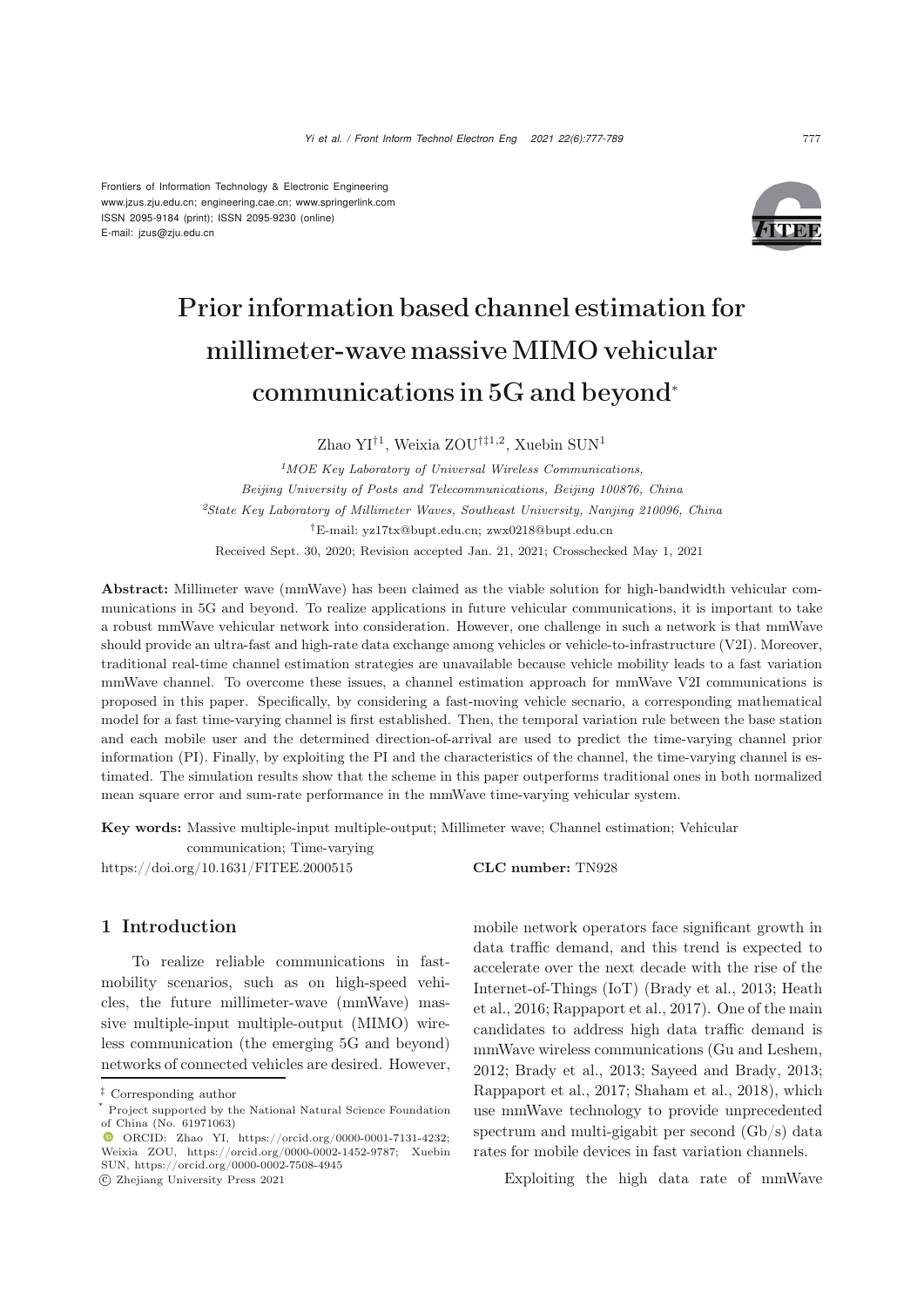Frontiers of Information Technology & Electronic Engineering
www.jzus.zju.edu.cn; engineering.cae.cn; www.springerlink.com
ISSN 2095-9184 (print); ISSN 2095-9230 (online)
E-mail: jzus@zju.edu.cn

# Prior information based channel estimation for millimeter-wave massive MIMO vehicular communications in 5G and beyond[*]

Zhao YI[†1], Weixia ZOU[†‡1,2], Xuebin SUN[1]

[1]*MOE Key Laboratory of Universal Wireless Communications, Beijing University of Posts and Telecommunications, Beijing 100876, China*

[2]*State Key Laboratory of Millimeter Waves, Southeast University, Nanjing 210096, China*

[†]E-mail: yz17tx@bupt.edu.cn; zwx0218@bupt.edu.cn

Received Sept. 30, 2020; Revision accepted Jan. 21, 2021; Crosschecked May 1, 2021

**Abstract:** Millimeter wave (mmWave) has been claimed as the viable solution for high-bandwidth vehicular communications in 5G and beyond. To realize applications in future vehicular communications, it is important to take a robust mmWave vehicular network into consideration. However, one challenge in such a network is that mmWave should provide an ultra-fast and high-rate data exchange among vehicles or vehicle-to-infrastructure (V2I). Moreover, traditional real-time channel estimation strategies are unavailable because vehicle mobility leads to a fast variation mmWave channel. To overcome these issues, a channel estimation approach for mmWave V2I communications is proposed in this paper. Specifically, by considering a fast-moving vehicle secnario, a corresponding mathematical model for a fast time-varying channel is first established. Then, the temporal variation rule between the base station and each mobile user and the determined direction-of-arrival are used to predict the time-varying channel prior information (PI). Finally, by exploiting the PI and the characteristics of the channel, the time-varying channel is estimated. The simulation results show that the scheme in this paper outperforms traditional ones in both normalized mean square error and sum-rate performance in the mmWave time-varying vehicular system.

**Key words:** Massive multiple-input multiple-output; Millimeter wave; Channel estimation; Vehicular communication; Time-varying

https://doi.org/10.1631/FITEE.2000515 **CLC number:** TN928

## 1 Introduction

To realize reliable communications in fast-mobility scenarios, such as on high-speed vehicles, the future millimeter-wave (mmWave) massive multiple-input multiple-output (MIMO) wireless communication (the emerging 5G and beyond) networks of connected vehicles are desired. However, mobile network operators face significant growth in data traffic demand, and this trend is expected to accelerate over the next decade with the rise of the Internet-of-Things (IoT) (Brady et al., 2013; Heath et al., 2016; Rappaport et al., 2017). One of the main candidates to address high data traffic demand is mmWave wireless communications (Gu and Leshem, 2012; Brady et al., 2013; Sayeed and Brady, 2013; Rappaport et al., 2017; Shaham et al., 2018), which use mmWave technology to provide unprecedented spectrum and multi-gigabit per second (Gb/s) data rates for mobile devices in fast variation channels.

Exploiting the high data rate of mmWave

[‡] Corresponding author

[*] Project supported by the National Natural Science Foundation of China (No. 61971063)

ORCID: Zhao YI, https://orcid.org/0000-0001-7131-4232; Weixia ZOU, https://orcid.org/0000-0002-1452-9787; Xuebin SUN, https://orcid.org/0000-0002-7508-4945

© Zhejiang University Press 2021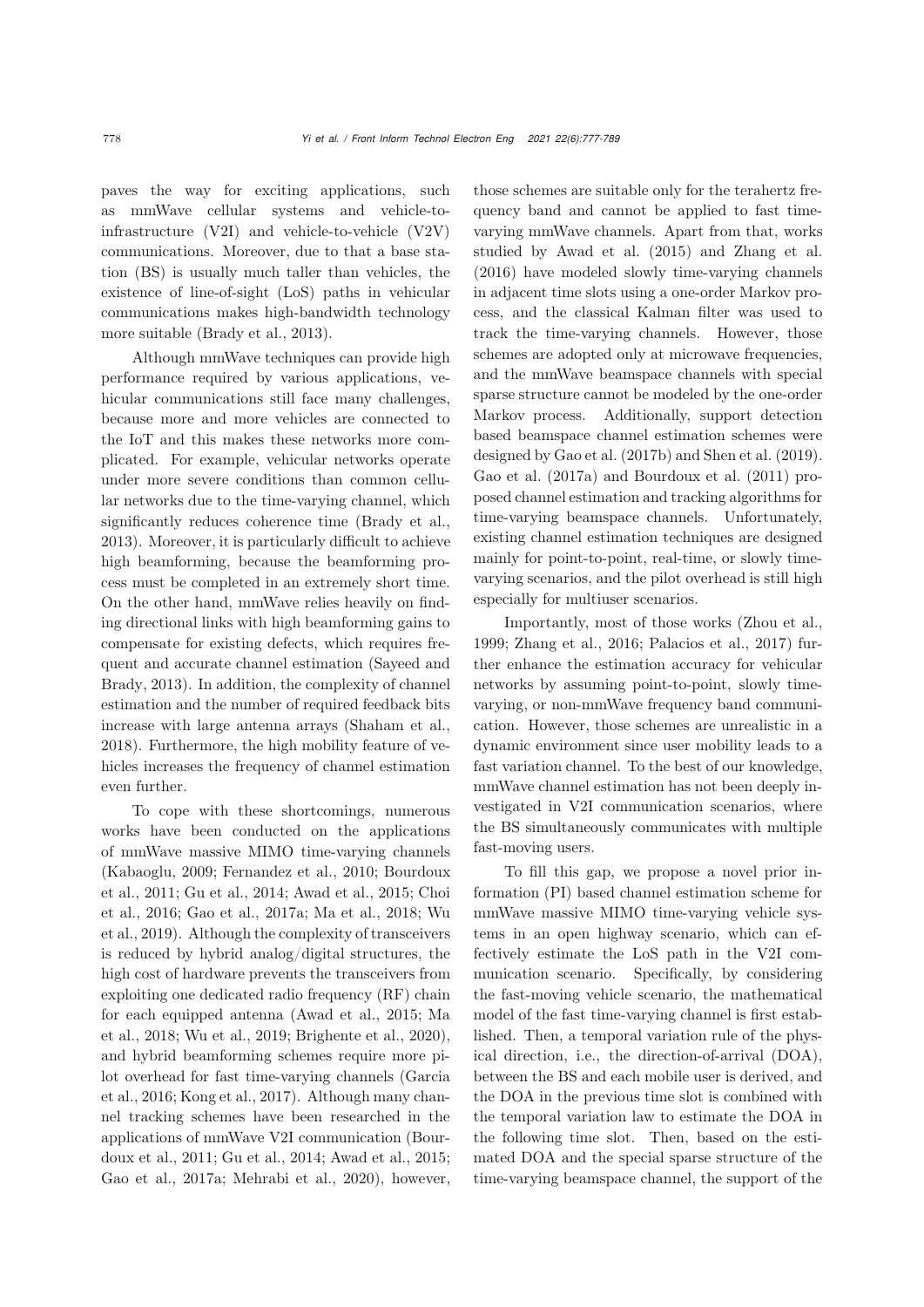paves the way for exciting applications, such as mmWave cellular systems and vehicle-to-infrastructure (V2I) and vehicle-to-vehicle (V2V) communications. Moreover, due to that a base station (BS) is usually much taller than vehicles, the existence of line-of-sight (LoS) paths in vehicular communications makes high-bandwidth technology more suitable (Brady et al., 2013).

Although mmWave techniques can provide high performance required by various applications, vehicular communications still face many challenges, because more and more vehicles are connected to the IoT and this makes these networks more complicated. For example, vehicular networks operate under more severe conditions than common cellular networks due to the time-varying channel, which significantly reduces coherence time (Brady et al., 2013). Moreover, it is particularly difficult to achieve high beamforming, because the beamforming process must be completed in an extremely short time. On the other hand, mmWave relies heavily on finding directional links with high beamforming gains to compensate for existing defects, which requires frequent and accurate channel estimation (Sayeed and Brady, 2013). In addition, the complexity of channel estimation and the number of required feedback bits increase with large antenna arrays (Shaham et al., 2018). Furthermore, the high mobility feature of vehicles increases the frequency of channel estimation even further.

To cope with these shortcomings, numerous works have been conducted on the applications of mmWave massive MIMO time-varying channels (Kabaoglu, 2009; Fernandez et al., 2010; Bourdoux et al., 2011; Gu et al., 2014; Awad et al., 2015; Choi et al., 2016; Gao et al., 2017a; Ma et al., 2018; Wu et al., 2019). Although the complexity of transceivers is reduced by hybrid analog/digital structures, the high cost of hardware prevents the transceivers from exploiting one dedicated radio frequency (RF) chain for each equipped antenna (Awad et al., 2015; Ma et al., 2018; Wu et al., 2019; Brighente et al., 2020), and hybrid beamforming schemes require more pilot overhead for fast time-varying channels (Garcia et al., 2016; Kong et al., 2017). Although many channel tracking schemes have been researched in the applications of mmWave V2I communication (Bourdoux et al., 2011; Gu et al., 2014; Awad et al., 2015; Gao et al., 2017a; Mehrabi et al., 2020), however, those schemes are suitable only for the terahertz frequency band and cannot be applied to fast time-varying mmWave channels. Apart from that, works studied by Awad et al. (2015) and Zhang et al. (2016) have modeled slowly time-varying channels in adjacent time slots using a one-order Markov process, and the classical Kalman filter was used to track the time-varying channels. However, those schemes are adopted only at microwave frequencies, and the mmWave beamspace channels with special sparse structure cannot be modeled by the one-order Markov process. Additionally, support detection based beamspace channel estimation schemes were designed by Gao et al. (2017b) and Shen et al. (2019). Gao et al. (2017a) and Bourdoux et al. (2011) proposed channel estimation and tracking algorithms for time-varying beamspace channels. Unfortunately, existing channel estimation techniques are designed mainly for point-to-point, real-time, or slowly time-varying scenarios, and the pilot overhead is still high especially for multiuser scenarios.

Importantly, most of those works (Zhou et al., 1999; Zhang et al., 2016; Palacios et al., 2017) further enhance the estimation accuracy for vehicular networks by assuming point-to-point, slowly time-varying, or non-mmWave frequency band communication. However, those schemes are unrealistic in a dynamic environment since user mobility leads to a fast variation channel. To the best of our knowledge, mmWave channel estimation has not been deeply investigated in V2I communication scenarios, where the BS simultaneously communicates with multiple fast-moving users.

To fill this gap, we propose a novel prior information (PI) based channel estimation scheme for mmWave massive MIMO time-varying vehicle systems in an open highway scenario, which can effectively estimate the LoS path in the V2I communication scenario. Specifically, by considering the fast-moving vehicle scenario, the mathematical model of the fast time-varying channel is first established. Then, a temporal variation rule of the physical direction, i.e., the direction-of-arrival (DOA), between the BS and each mobile user is derived, and the DOA in the previous time slot is combined with the temporal variation law to estimate the DOA in the following time slot. Then, based on the estimated DOA and the special sparse structure of the time-varying beamspace channel, the support of the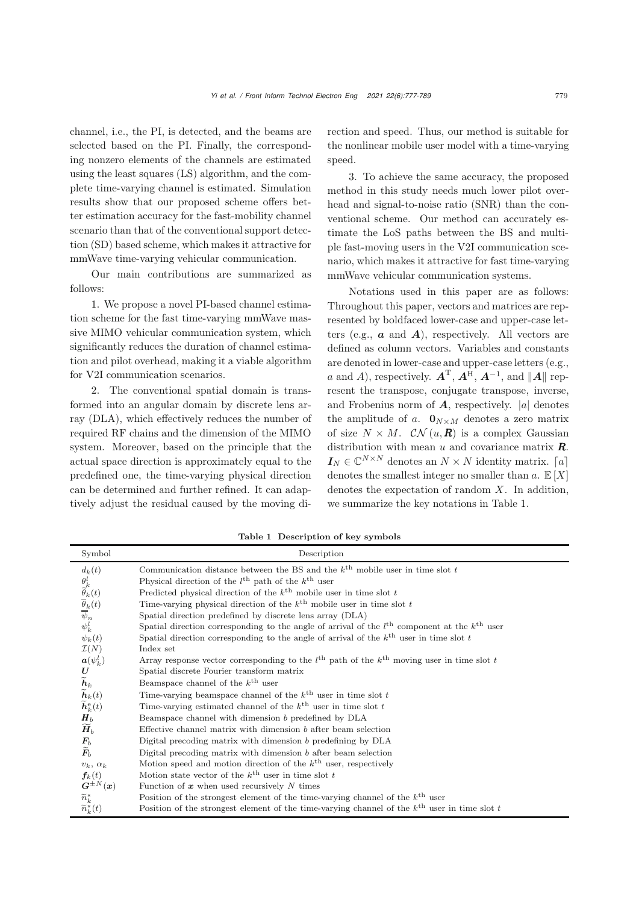channel, i.e., the PI, is detected, and the beams are selected based on the PI. Finally, the corresponding nonzero elements of the channels are estimated using the least squares (LS) algorithm, and the complete time-varying channel is estimated. Simulation results show that our proposed scheme offers better estimation accuracy for the fast-mobility channel scenario than that of the conventional support detection (SD) based scheme, which makes it attractive for mmWave time-varying vehicular communication.

Our main contributions are summarized as follows:

1. We propose a novel PI-based channel estimation scheme for the fast time-varying mmWave massive MIMO vehicular communication system, which significantly reduces the duration of channel estimation and pilot overhead, making it a viable algorithm for V2I communication scenarios.

2. The conventional spatial domain is transformed into an angular domain by discrete lens array (DLA), which effectively reduces the number of required RF chains and the dimension of the MIMO system. Moreover, based on the principle that the actual space direction is approximately equal to the predefined one, the time-varying physical direction can be determined and further refined. It can adaptively adjust the residual caused by the moving direction and speed. Thus, our method is suitable for the nonlinear mobile user model with a time-varying speed.

3. To achieve the same accuracy, the proposed method in this study needs much lower pilot overhead and signal-to-noise ratio (SNR) than the conventional scheme. Our method can accurately estimate the LoS paths between the BS and multiple fast-moving users in the V2I communication scenario, which makes it attractive for fast time-varying mmWave vehicular communication systems.

Notations used in this paper are as follows: Throughout this paper, vectors and matrices are represented by boldfaced lower-case and upper-case letters (e.g., $\boldsymbol{a}$ and $\boldsymbol{A}$), respectively. All vectors are defined as column vectors. Variables and constants are denoted in lower-case and upper-case letters (e.g., $a$ and $A$), respectively. $\boldsymbol{A}^{\mathrm{T}}$, $\boldsymbol{A}^{\mathrm{H}}$, $\boldsymbol{A}^{-1}$, and $\|\boldsymbol{A}\|$ represent the transpose, conjugate transpose, inverse, and Frobenius norm of $\boldsymbol{A}$, respectively. $|a|$ denotes the amplitude of $a$. $\boldsymbol{0}_{N\times M}$ denotes a zero matrix of size $N \times M$. $\mathcal{CN}(u, \boldsymbol{R})$ is a complex Gaussian distribution with mean $u$ and covariance matrix $\boldsymbol{R}$. $\boldsymbol{I}_N \in \mathbb{C}^{N\times N}$ denotes an $N \times N$ identity matrix. $\lceil a \rceil$ denotes the smallest integer no smaller than $a$. $\mathbb{E}[X]$ denotes the expectation of random $X$. In addition, we summarize the key notations in Table 1.

**Table 1 Description of key symbols**

| Symbol | Description |
|---|---|
| $d_k(t)$ | Communication distance between the BS and the $k^{\text{th}}$ mobile user in time slot $t$ |
| $\theta_k^l$ | Physical direction of the $l^{\text{th}}$ path of the $k^{\text{th}}$ user |
| $\widetilde{\theta}_k(t)$ | Predicted physical direction of the $k^{\text{th}}$ mobile user in time slot $t$ |
| $\overline{\theta}_k(t)$ | Time-varying physical direction of the $k^{\text{th}}$ mobile user in time slot $t$ |
| $\overline{\psi}_n$ | Spatial direction predefined by discrete lens array (DLA) |
| $\psi_k^l$ | Spatial direction corresponding to the angle of arrival of the $l^{\text{th}}$ component at the $k^{\text{th}}$ user |
| $\psi_k(t)$ | Spatial direction corresponding to the angle of arrival of the $k^{\text{th}}$ user in time slot $t$ |
| $\mathcal{I}(N)$ | Index set |
| $\boldsymbol{a}(\psi_k^l)$ | Array response vector corresponding to the $l^{\text{th}}$ path of the $k^{\text{th}}$ moving user in time slot $t$ |
| $\boldsymbol{U}$ | Spatial discrete Fourier transform matrix |
| $\widetilde{\boldsymbol{h}}_k$ | Beamspace channel of the $k^{\text{th}}$ user |
| $\widetilde{\boldsymbol{h}}_k(t)$ | Time-varying beamspace channel of the $k^{\text{th}}$ user in time slot $t$ |
| $\widetilde{\boldsymbol{h}}_k^{\mathrm{e}}(t)$ | Time-varying estimated channel of the $k^{\text{th}}$ user in time slot $t$ |
| $\boldsymbol{H}_b$ | Beamspace channel with dimension $b$ predefined by DLA |
| $\widetilde{\boldsymbol{H}}_b$ | Effective channel matrix with dimension $b$ after beam selection |
| $\boldsymbol{F}_b$ | Digital precoding matrix with dimension $b$ predefining by DLA |
| $\widetilde{\boldsymbol{F}}_b$ | Digital precoding matrix with dimension $b$ after beam selection |
| $v_k$, $\alpha_k$ | Motion speed and motion direction of the $k^{\text{th}}$ user, respectively |
| $\boldsymbol{f}_k(t)$ | Motion state vector of the $k^{\text{th}}$ user in time slot $t$ |
| $\boldsymbol{G}^{\pm N}(\boldsymbol{x})$ | Function of $\boldsymbol{x}$ when used recursively $N$ times |
| $\widetilde{n}_k^*$ | Position of the strongest element of the time-varying channel of the $k^{\text{th}}$ user |
| $\widetilde{n}_k^*(t)$ | Position of the strongest element of the time-varying channel of the $k^{\text{th}}$ user in time slot $t$ |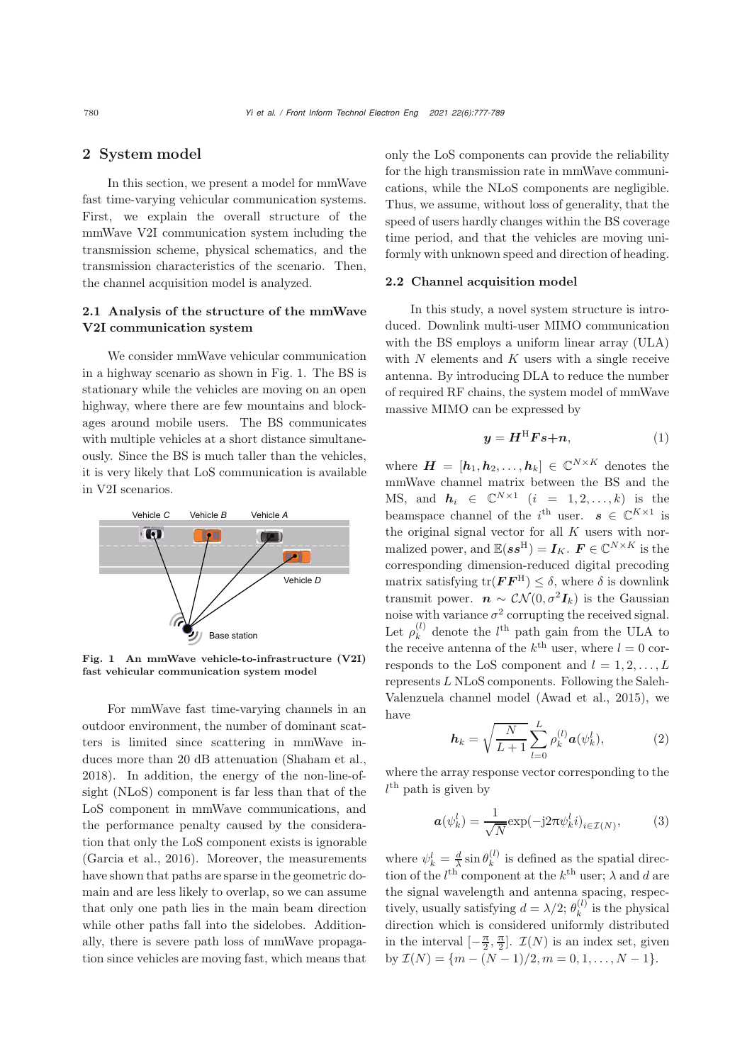## 2 System model

In this section, we present a model for mmWave fast time-varying vehicular communication systems. First, we explain the overall structure of the mmWave V2I communication system including the transmission scheme, physical schematics, and the transmission characteristics of the scenario. Then, the channel acquisition model is analyzed.

### 2.1 Analysis of the structure of the mmWave V2I communication system

We consider mmWave vehicular communication in a highway scenario as shown in Fig. 1. The BS is stationary while the vehicles are moving on an open highway, where there are few mountains and blockages around mobile users. The BS communicates with multiple vehicles at a short distance simultaneously. Since the BS is much taller than the vehicles, it is very likely that LoS communication is available in V2I scenarios.

**Fig. 1 An mmWave vehicle-to-infrastructure (V2I) fast vehicular communication system model**

For mmWave fast time-varying channels in an outdoor environment, the number of dominant scatters is limited since scattering in mmWave induces more than 20 dB attenuation (Shaham et al., 2018). In addition, the energy of the non-line-of-sight (NLoS) component is far less than that of the LoS component in mmWave communications, and the performance penalty caused by the consideration that only the LoS component exists is ignorable (Garcia et al., 2016). Moreover, the measurements have shown that paths are sparse in the geometric domain and are less likely to overlap, so we can assume that only one path lies in the main beam direction while other paths fall into the sidelobes. Additionally, there is severe path loss of mmWave propagation since vehicles are moving fast, which means that only the LoS components can provide the reliability for the high transmission rate in mmWave communications, while the NLoS components are negligible. Thus, we assume, without loss of generality, that the speed of users hardly changes within the BS coverage time period, and that the vehicles are moving uniformly with unknown speed and direction of heading.

### 2.2 Channel acquisition model

In this study, a novel system structure is introduced. Downlink multi-user MIMO communication with the BS employs a uniform linear array (ULA) with $N$ elements and $K$ users with a single receive antenna. By introducing DLA to reduce the number of required RF chains, the system model of mmWave massive MIMO can be expressed by

$$\boldsymbol{y} = \boldsymbol{H}^{\mathrm{H}}\boldsymbol{F}\boldsymbol{s}+\boldsymbol{n}, \tag{1}$$

where $\boldsymbol{H} = [\boldsymbol{h}_1, \boldsymbol{h}_2, \ldots, \boldsymbol{h}_k] \in \mathbb{C}^{N\times K}$ denotes the mmWave channel matrix between the BS and the MS, and $\boldsymbol{h}_i \in \mathbb{C}^{N\times 1}$ $(i = 1, 2, \ldots, k)$ is the beamspace channel of the $i^{\text{th}}$ user. $\boldsymbol{s} \in \mathbb{C}^{K\times 1}$ is the original signal vector for all $K$ users with normalized power, and $\mathbb{E}(\boldsymbol{s}\boldsymbol{s}^{\mathrm{H}}) = \boldsymbol{I}_K$. $\boldsymbol{F} \in \mathbb{C}^{N\times K}$ is the corresponding dimension-reduced digital precoding matrix satisfying $\operatorname{tr}(\boldsymbol{F}\boldsymbol{F}^{\mathrm{H}}) \leq \delta$, where $\delta$ is downlink transmit power. $\boldsymbol{n} \sim \mathcal{CN}(0, \sigma^2\boldsymbol{I}_k)$ is the Gaussian noise with variance $\sigma^2$ corrupting the received signal. Let $\rho_k^{(l)}$ denote the $l^{\text{th}}$ path gain from the ULA to the receive antenna of the $k^{\text{th}}$ user, where $l = 0$ corresponds to the LoS component and $l = 1, 2, \ldots, L$ represents $L$ NLoS components. Following the Saleh-Valenzuela channel model (Awad et al., 2015), we have

$$\boldsymbol{h}_k = \sqrt{\frac{N}{L+1}}\sum_{l=0}^{L}\rho_k^{(l)}\boldsymbol{a}(\psi_k^l), \tag{2}$$

where the array response vector corresponding to the $l^{\text{th}}$ path is given by

$$\boldsymbol{a}(\psi_k^l) = \frac{1}{\sqrt{N}}\exp(-\mathrm{j}2\pi\psi_k^l i)_{i\in\mathcal{I}(N)}, \tag{3}$$

where $\psi_k^l = \frac{d}{\lambda}\sin\theta_k^{(l)}$ is defined as the spatial direction of the $l^{\text{th}}$ component at the $k^{\text{th}}$ user; $\lambda$ and $d$ are the signal wavelength and antenna spacing, respectively, usually satisfying $d = \lambda/2$; $\theta_k^{(l)}$ is the physical direction which is considered uniformly distributed in the interval $[-\frac{\pi}{2}, \frac{\pi}{2}]$. $\mathcal{I}(N)$ is an index set, given by $\mathcal{I}(N) = \{m - (N-1)/2, m = 0, 1, \ldots, N-1\}$.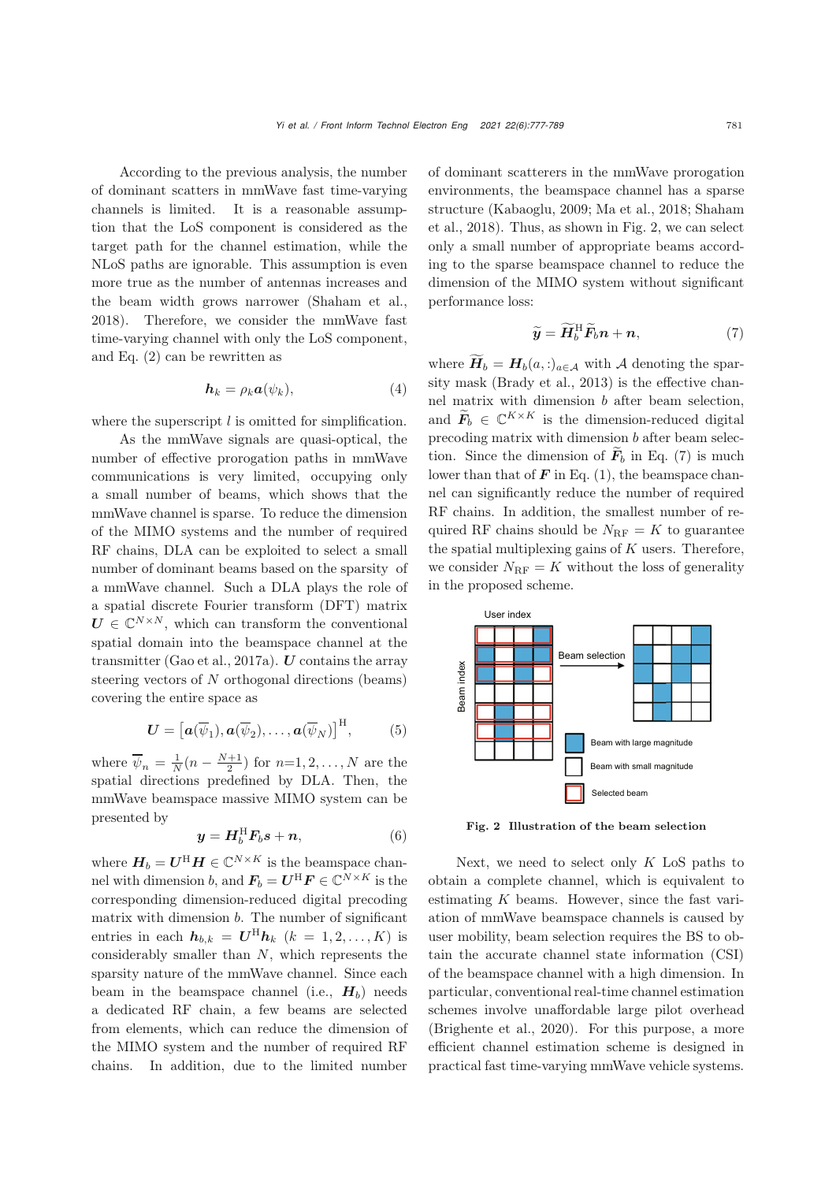According to the previous analysis, the number of dominant scatters in mmWave fast time-varying channels is limited. It is a reasonable assumption that the LoS component is considered as the target path for the channel estimation, while the NLoS paths are ignorable. This assumption is even more true as the number of antennas increases and the beam width grows narrower (Shaham et al., 2018). Therefore, we consider the mmWave fast time-varying channel with only the LoS component, and Eq. (2) can be rewritten as

$$\boldsymbol{h}_k = \rho_k \boldsymbol{a}(\psi_k), \tag{4}$$

where the superscript $l$ is omitted for simplification.

As the mmWave signals are quasi-optical, the number of effective progation paths in mmWave communications is very limited, occupying only a small number of beams, which shows that the mmWave channel is sparse. To reduce the dimension of the MIMO systems and the number of required RF chains, DLA can be exploited to select a small number of dominant beams based on the sparsity of a mmWave channel. Such a DLA plays the role of a spatial discrete Fourier transform (DFT) matrix $\boldsymbol{U} \in \mathbb{C}^{N\times N}$, which can transform the conventional spatial domain into the beamspace channel at the transmitter (Gao et al., 2017a). $\boldsymbol{U}$ contains the array steering vectors of $N$ orthogonal directions (beams) covering the entire space as

$$\boldsymbol{U} = \left[\boldsymbol{a}(\overline{\psi}_1), \boldsymbol{a}(\overline{\psi}_2), \ldots, \boldsymbol{a}(\overline{\psi}_N)\right]^{\mathrm{H}}, \tag{5}$$

where $\overline{\psi}_n = \frac{1}{N}(n - \frac{N+1}{2})$ for $n$=1, 2, ..., $N$ are the spatial directions predefined by DLA. Then, the mmWave beamspace massive MIMO system can be presented by

$$\boldsymbol{y} = \boldsymbol{H}_b^{\mathrm{H}} \boldsymbol{F}_b \boldsymbol{s} + \boldsymbol{n}, \tag{6}$$

where $\boldsymbol{H}_b = \boldsymbol{U}^{\mathrm{H}}\boldsymbol{H} \in \mathbb{C}^{N\times K}$ is the beamspace channel with dimension $b$, and $\boldsymbol{F}_b = \boldsymbol{U}^{\mathrm{H}}\boldsymbol{F} \in \mathbb{C}^{N\times K}$ is the corresponding dimension-reduced digital precoding matrix with dimension $b$. The number of significant entries in each $\boldsymbol{h}_{b,k} = \boldsymbol{U}^{\mathrm{H}}\boldsymbol{h}_k$ $(k = 1, 2, \ldots, K)$ is considerably smaller than $N$, which represents the sparsity nature of the mmWave channel. Since each beam in the beamspace channel (i.e., $\boldsymbol{H}_b$) needs a dedicated RF chain, a few beams are selected from elements, which can reduce the dimension of the MIMO system and the number of required RF chains. In addition, due to the limited number of dominant scatterers in the mmWave prorogation environments, the beamspace channel has a sparse structure (Kabaoglu, 2009; Ma et al., 2018; Shaham et al., 2018). Thus, as shown in Fig. 2, we can select only a small number of appropriate beams according to the sparse beamspace channel to reduce the dimension of the MIMO system without significant performance loss:

$$\widetilde{\boldsymbol{y}} = \widetilde{\boldsymbol{H}}_b^{\mathrm{H}} \widetilde{\boldsymbol{F}}_b \boldsymbol{n} + \boldsymbol{n}, \tag{7}$$

where $\widetilde{\boldsymbol{H}}_b = \boldsymbol{H}_b(a, :)_{a\in\mathcal{A}}$ with $\mathcal{A}$ denoting the sparsity mask (Brady et al., 2013) is the effective channel matrix with dimension $b$ after beam selection, and $\widetilde{\boldsymbol{F}}_b \in \mathbb{C}^{K\times K}$ is the dimension-reduced digital precoding matrix with dimension $b$ after beam selection. Since the dimension of $\widetilde{\boldsymbol{F}}_b$ in Eq. (7) is much lower than that of $\boldsymbol{F}$ in Eq. (1), the beamspace channel can significantly reduce the number of required RF chains. In addition, the smallest number of required RF chains should be $N_{\mathrm{RF}} = K$ to guarantee the spatial multiplexing gains of $K$ users. Therefore, we consider $N_{\mathrm{RF}} = K$ without the loss of generality in the proposed scheme.

**Fig. 2 Illustration of the beam selection**

Next, we need to select only $K$ LoS paths to obtain a complete channel, which is equivalent to estimating $K$ beams. However, since the fast variation of mmWave beamspace channels is caused by user mobility, beam selection requires the BS to obtain the accurate channel state information (CSI) of the beamspace channel with a high dimension. In particular, conventional real-time channel estimation schemes involve unaffordable large pilot overhead (Brighente et al., 2020). For this purpose, a more efficient channel estimation scheme is designed in practical fast time-varying mmWave vehicle systems.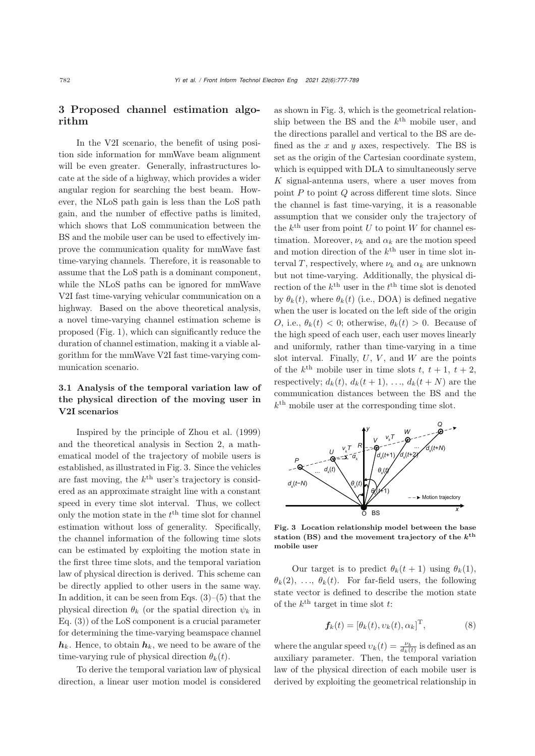## 3 Proposed channel estimation algorithm

In the V2I scenario, the benefit of using position side information for mmWave beam alignment will be even greater. Generally, infrastructures locate at the side of a highway, which provides a wider angular region for searching the best beam. However, the NLoS path gain is less than the LoS path gain, and the number of effective paths is limited, which shows that LoS communication between the BS and the mobile user can be used to effectively improve the communication quality for mmWave fast time-varying channels. Therefore, it is reasonable to assume that the LoS path is a dominant component, while the NLoS paths can be ignored for mmWave V2I fast time-varying vehicular communication on a highway. Based on the above theoretical analysis, a novel time-varying channel estimation scheme is proposed (Fig. 1), which can significantly reduce the duration of channel estimation, making it a viable algorithm for the mmWave V2I fast time-varying communication scenario.

### 3.1 Analysis of the temporal variation law of the physical direction of the moving user in V2I scenarios

Inspired by the principle of Zhou et al. (1999) and the theoretical analysis in Section 2, a mathematical model of the trajectory of mobile users is established, as illustrated in Fig. 3. Since the vehicles are fast moving, the $k^{\text{th}}$ user's trajectory is considered as an approximate straight line with a constant speed in every time slot interval. Thus, we collect only the motion state in the $t^{\text{th}}$ time slot for channel estimation without loss of generality. Specifically, the channel information of the following time slots can be estimated by exploiting the motion state in the first three time slots, and the temporal variation law of physical direction is derived. This scheme can be directly applied to other users in the same way. In addition, it can be seen from Eqs. (3)–(5) that the physical direction $\theta_k$ (or the spatial direction $\psi_k$ in Eq. (3)) of the LoS component is a crucial parameter for determining the time-varying beamspace channel $\boldsymbol{h}_k$. Hence, to obtain $\boldsymbol{h}_k$, we need to be aware of the time-varying rule of physical direction $\theta_k(t)$.

To derive the temporal variation law of physical direction, a linear user motion model is considered as shown in Fig. 3, which is the geometrical relationship between the BS and the $k^{\text{th}}$ mobile user, and the directions parallel and vertical to the BS are defined as the $x$ and $y$ axes, respectively. The BS is set as the origin of the Cartesian coordinate system, which is equipped with DLA to simultaneously serve $K$ signal-antenna users, where a user moves from point $P$ to point $Q$ across different time slots. Since the channel is fast time-varying, it is a reasonable assumption that we consider only the trajectory of the $k^{\text{th}}$ user from point $U$ to point $W$ for channel estimation. Moreover, $\nu_k$ and $\alpha_k$ are the motion speed and motion direction of the $k^{\text{th}}$ user in time slot interval $T$, respectively, where $\nu_k$ and $\alpha_k$ are unknown but not time-varying. Additionally, the physical direction of the $k^{\text{th}}$ user in the $t^{\text{th}}$ time slot is denoted by $\theta_k(t)$, where $\theta_k(t)$ (i.e., DOA) is defined negative when the user is located on the left side of the origin $O$, i.e., $\theta_k(t) < 0$; otherwise, $\theta_k(t) > 0$. Because of the high speed of each user, each user moves linearly and uniformly, rather than time-varying in a time slot interval. Finally, $U$, $V$, and $W$ are the points of the $k^{\text{th}}$ mobile user in time slots $t$, $t+1$, $t+2$, respectively; $d_k(t)$, $d_k(t+1)$, ..., $d_k(t+N)$ are the communication distances between the BS and the $k^{\text{th}}$ mobile user at the corresponding time slot.

**Fig. 3 Location relationship model between the base station (BS) and the movement trajectory of the $k^{\text{th}}$ mobile user**

Our target is to predict $\theta_k(t+1)$ using $\theta_k(1)$, $\theta_k(2)$, ..., $\theta_k(t)$. For far-field users, the following state vector is defined to describe the motion state of the $k^{\text{th}}$ target in time slot $t$:

$$\boldsymbol{f}_k(t) = [\theta_k(t), \upsilon_k(t), \alpha_k]^{\text{T}}, \tag{8}$$

where the angular speed $\upsilon_k(t) = \frac{\nu_k}{d_k(t)}$ is defined as an auxiliary parameter. Then, the temporal variation law of the physical direction of each mobile user is derived by exploiting the geometrical relationship in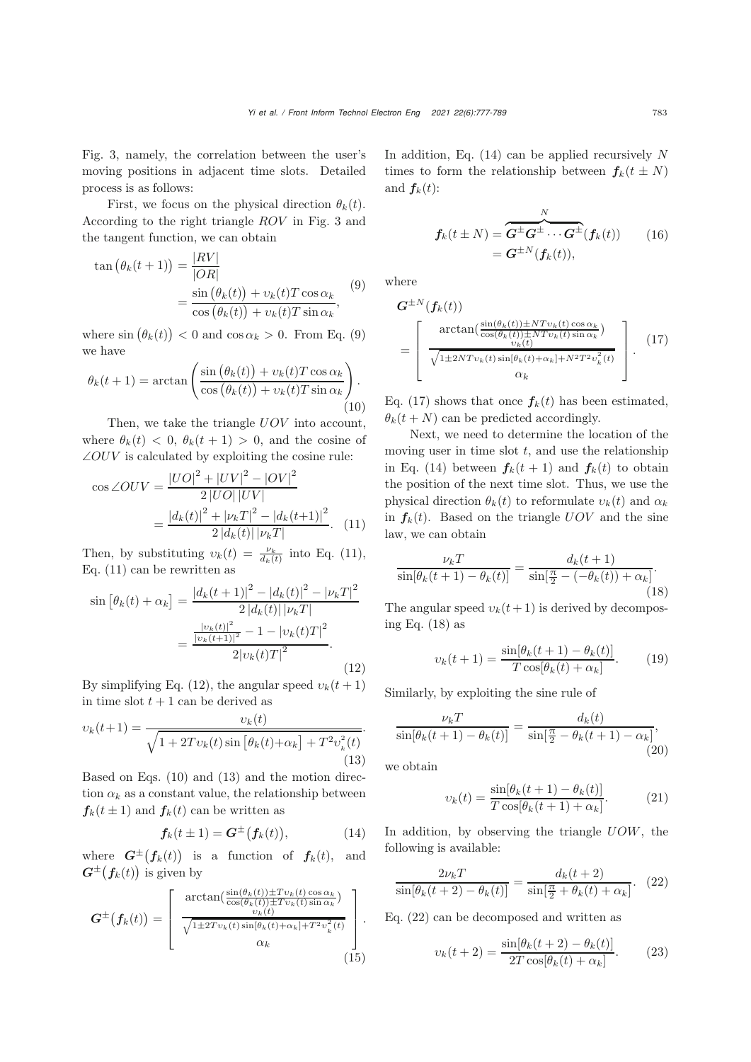Fig. 3, namely, the correlation between the user's moving positions in adjacent time slots. Detailed process is as follows:

First, we focus on the physical direction $\theta_k(t)$. According to the right triangle $ROV$ in Fig. 3 and the tangent function, we can obtain

$$\tan\big(\theta_k(t+1)\big) = \frac{|RV|}{|OR|} = \frac{\sin\big(\theta_k(t)\big) + \upsilon_k(t)T\cos\alpha_k}{\cos\big(\theta_k(t)\big) + \upsilon_k(t)T\sin\alpha_k}, \tag{9}$$

where $\sin\big(\theta_k(t)\big) < 0$ and $\cos\alpha_k > 0$. From Eq. (9) we have

$$\theta_k(t+1) = \arctan\left(\frac{\sin\big(\theta_k(t)\big) + \upsilon_k(t)T\cos\alpha_k}{\cos\big(\theta_k(t)\big) + \upsilon_k(t)T\sin\alpha_k}\right). \tag{10}$$

Then, we take the triangle $UOV$ into account, where $\theta_k(t) < 0$, $\theta_k(t+1) > 0$, and the cosine of $\angle OUV$ is calculated by exploiting the cosine rule:

$$\cos\angle OUV = \frac{|UO|^2 + |UV|^2 - |OV|^2}{2\,|UO|\,|UV|} = \frac{|d_k(t)|^2 + |\nu_k T|^2 - |d_k(t+1)|^2}{2\,|d_k(t)|\,|\nu_k T|}. \tag{11}$$

Then, by substituting $\upsilon_k(t) = \frac{\nu_k}{d_k(t)}$ into Eq. (11), Eq. (11) can be rewritten as

$$\sin\big[\theta_k(t)+\alpha_k\big] = \frac{|d_k(t+1)|^2 - |d_k(t)|^2 - |\nu_k T|^2}{2\,|d_k(t)|\,|\nu_k T|} = \frac{\frac{|\upsilon_k(t)|^2}{|\upsilon_k(t+1)|^2} - 1 - |\upsilon_k(t)T|^2}{2|\upsilon_k(t)T|^2}. \tag{12}$$

By simplifying Eq. (12), the angular speed $\upsilon_k(t+1)$ in time slot $t+1$ can be derived as

$$\upsilon_k(t+1) = \frac{\upsilon_k(t)}{\sqrt{1 + 2T\upsilon_k(t)\sin\big[\theta_k(t)+\alpha_k\big] + T^2\upsilon_k^2(t)}}. \tag{13}$$

Based on Eqs. (10) and (13) and the motion direction $\alpha_k$ as a constant value, the relationship between $\boldsymbol{f}_k(t\pm 1)$ and $\boldsymbol{f}_k(t)$ can be written as

$$\boldsymbol{f}_k(t\pm 1) = \boldsymbol{G}^{\pm}\big(\boldsymbol{f}_k(t)\big), \tag{14}$$

where $\boldsymbol{G}^{\pm}\big(\boldsymbol{f}_k(t)\big)$ is a function of $\boldsymbol{f}_k(t)$, and $\boldsymbol{G}^{\pm}\big(\boldsymbol{f}_k(t)\big)$ is given by

$$\boldsymbol{G}^{\pm}\big(\boldsymbol{f}_k(t)\big) = \begin{bmatrix} \arctan\left(\frac{\sin(\theta_k(t)) \pm T\upsilon_k(t)\cos\alpha_k}{\cos(\theta_k(t)) \pm T\upsilon_k(t)\sin\alpha_k}\right) \\ \frac{\upsilon_k(t)}{\sqrt{1\pm 2T\upsilon_k(t)\sin[\theta_k(t)+\alpha_k] + T^2\upsilon_k^2(t)}} \\ \alpha_k \end{bmatrix}. \tag{15}$$

In addition, Eq. (14) can be applied recursively $N$ times to form the relationship between $\boldsymbol{f}_k(t\pm N)$ and $\boldsymbol{f}_k(t)$:

$$\boldsymbol{f}_k(t\pm N) = \overbrace{\boldsymbol{G}^{\pm}\boldsymbol{G}^{\pm}\cdots\boldsymbol{G}^{\pm}}^{N}(\boldsymbol{f}_k(t)) = \boldsymbol{G}^{\pm N}(\boldsymbol{f}_k(t)), \tag{16}$$

where

$$\boldsymbol{G}^{\pm N}(\boldsymbol{f}_k(t)) = \begin{bmatrix} \arctan\left(\frac{\sin(\theta_k(t)) \pm NT\upsilon_k(t)\cos\alpha_k}{\cos(\theta_k(t)) \pm NT\upsilon_k(t)\sin\alpha_k}\right) \\ \frac{\upsilon_k(t)}{\sqrt{1\pm 2NT\upsilon_k(t)\sin[\theta_k(t)+\alpha_k] + N^2T^2\upsilon_k^2(t)}} \\ \alpha_k \end{bmatrix}. \tag{17}$$

Eq. (17) shows that once $\boldsymbol{f}_k(t)$ has been estimated, $\theta_k(t+N)$ can be predicted accordingly.

Next, we need to determine the location of the moving user in time slot $t$, and use the relationship in Eq. (14) between $\boldsymbol{f}_k(t+1)$ and $\boldsymbol{f}_k(t)$ to obtain the position of the next time slot. Thus, we use the physical direction $\theta_k(t)$ to reformulate $\upsilon_k(t)$ and $\alpha_k$ in $\boldsymbol{f}_k(t)$. Based on the triangle $UOV$ and the sine law, we can obtain

$$\frac{\nu_k T}{\sin[\theta_k(t+1) - \theta_k(t)]} = \frac{d_k(t+1)}{\sin[\frac{\pi}{2} - (-\theta_k(t)) + \alpha_k]}. \tag{18}$$

The angular speed $\upsilon_k(t+1)$ is derived by decomposing Eq. (18) as

$$\upsilon_k(t+1) = \frac{\sin[\theta_k(t+1) - \theta_k(t)]}{T\cos[\theta_k(t) + \alpha_k]}. \tag{19}$$

Similarly, by exploiting the sine rule of

$$\frac{\nu_k T}{\sin[\theta_k(t+1) - \theta_k(t)]} = \frac{d_k(t)}{\sin[\frac{\pi}{2} - \theta_k(t+1) - \alpha_k]}, \tag{20}$$

we obtain

$$\upsilon_k(t) = \frac{\sin[\theta_k(t+1) - \theta_k(t)]}{T\cos[\theta_k(t+1) + \alpha_k]}. \tag{21}$$

In addition, by observing the triangle $UOW$, the following is available:

$$\frac{2\nu_k T}{\sin[\theta_k(t+2) - \theta_k(t)]} = \frac{d_k(t+2)}{\sin[\frac{\pi}{2} + \theta_k(t) + \alpha_k]}. \tag{22}$$

Eq. (22) can be decomposed and written as

$$\upsilon_k(t+2) = \frac{\sin[\theta_k(t+2) - \theta_k(t)]}{2T\cos[\theta_k(t) + \alpha_k]}. \tag{23}$$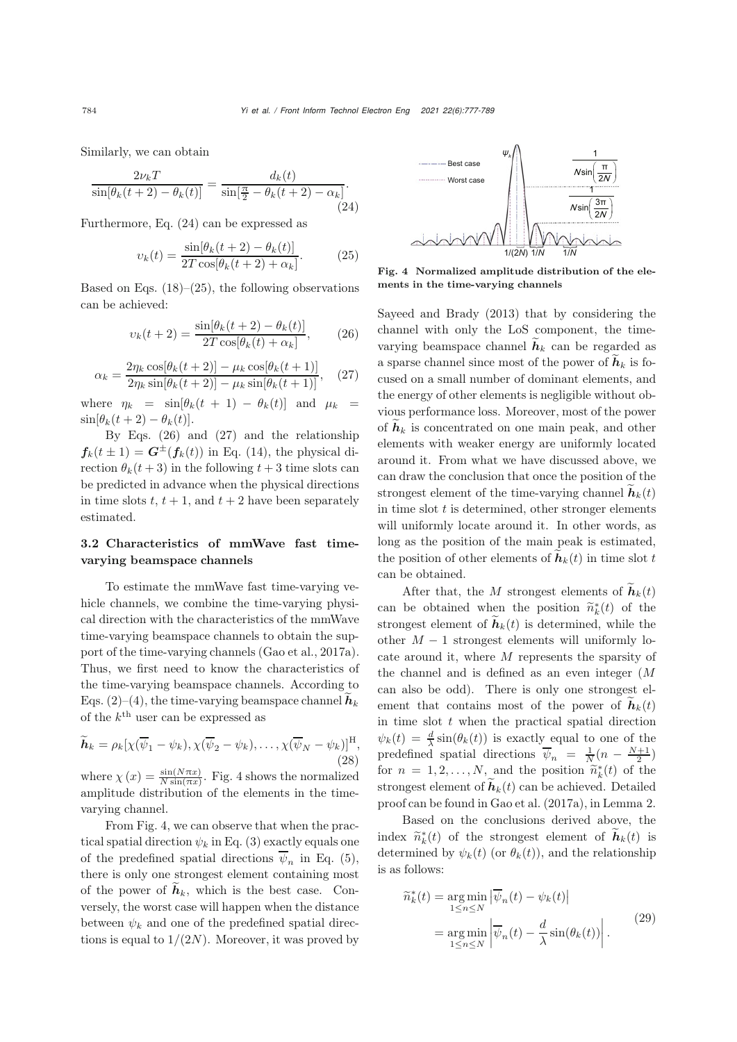Similarly, we can obtain

$$\frac{2\nu_k T}{\sin[\theta_k(t+2)-\theta_k(t)]}=\frac{d_k(t)}{\sin[\frac{\pi}{2}-\theta_k(t+2)-\alpha_k]}. \tag{24}$$

Furthermore, Eq. (24) can be expressed as

$$\upsilon_k(t)=\frac{\sin[\theta_k(t+2)-\theta_k(t)]}{2T\cos[\theta_k(t+2)+\alpha_k]}. \tag{25}$$

Based on Eqs. (18)–(25), the following observations can be achieved:

$$\upsilon_k(t+2)=\frac{\sin[\theta_k(t+2)-\theta_k(t)]}{2T\cos[\theta_k(t)+\alpha_k]}, \tag{26}$$

$$\alpha_k=\frac{2\eta_k\cos[\theta_k(t+2)]-\mu_k\cos[\theta_k(t+1)]}{2\eta_k\sin[\theta_k(t+2)]-\mu_k\sin[\theta_k(t+1)]}, \tag{27}$$

where $\eta_k = \sin[\theta_k(t+1)-\theta_k(t)]$ and $\mu_k = \sin[\theta_k(t+2)-\theta_k(t)]$.

By Eqs. (26) and (27) and the relationship $\boldsymbol{f}_k(t\pm 1)=\boldsymbol{G}^{\pm}(\boldsymbol{f}_k(t))$ in Eq. (14), the physical direction $\theta_k(t+3)$ in the following $t+3$ time slots can be predicted in advance when the physical directions in time slots $t$, $t+1$, and $t+2$ have been separately estimated.

### 3.2 Characteristics of mmWave fast time-varying beamspace channels

To estimate the mmWave fast time-varying vehicle channels, we combine the time-varying physical direction with the characteristics of the mmWave time-varying beamspace channels to obtain the support of the time-varying channels (Gao et al., 2017a). Thus, we first need to know the characteristics of the time-varying beamspace channels. According to Eqs. (2)–(4), the time-varying beamspace channel $\widetilde{\boldsymbol{h}}_k$ of the $k^{\text{th}}$ user can be expressed as

$$\widetilde{\boldsymbol{h}}_k=\rho_k[\chi(\overline{\psi}_1-\psi_k),\chi(\overline{\psi}_2-\psi_k),\ldots,\chi(\overline{\psi}_N-\psi_k)]^{\mathrm{H}}, \tag{28}$$

where $\chi(x)=\frac{\sin(N\pi x)}{N\sin(\pi x)}$. Fig. 4 shows the normalized amplitude distribution of the elements in the time-varying channel.

From Fig. 4, we can observe that when the practical spatial direction $\psi_k$ in Eq. (3) exactly equals one of the predefined spatial directions $\overline{\psi}_n$ in Eq. (5), there is only one strongest element containing most of the power of $\widetilde{\boldsymbol{h}}_k$, which is the best case. Conversely, the worst case will happen when the distance between $\psi_k$ and one of the predefined spatial directions is equal to $1/(2N)$. Moreover, it was proved by Sayeed and Brady (2013) that by considering the channel with only the LoS component, the time-varying beamspace channel $\widetilde{\boldsymbol{h}}_k$ can be regarded as a sparse channel since most of the power of $\widetilde{\boldsymbol{h}}_k$ is focused on a small number of dominant elements, and the energy of other elements is negligible without obvious performance loss. Moreover, most of the power of $\widetilde{\boldsymbol{h}}_k$ is concentrated on one main peak, and other elements with weaker energy are uniformly located around it. From what we have discussed above, we can draw the conclusion that once the position of the strongest element of the time-varying channel $\widetilde{\boldsymbol{h}}_k(t)$ in time slot $t$ is determined, other stronger elements will uniformly locate around it. In other words, as long as the position of the main peak is estimated, the position of other elements of $\widetilde{\boldsymbol{h}}_k(t)$ in time slot $t$ can be obtained.

**Fig. 4 Normalized amplitude distribution of the elements in the time-varying channels**

After that, the $M$ strongest elements of $\widetilde{\boldsymbol{h}}_k(t)$ can be obtained when the position $\widetilde{n}_k^*(t)$ of the strongest element of $\widetilde{\boldsymbol{h}}_k(t)$ is determined, while the other $M-1$ strongest elements will uniformly locate around it, where $M$ represents the sparsity of the channel and is defined as an even integer ($M$ can also be odd). There is only one strongest element that contains most of the power of $\widetilde{\boldsymbol{h}}_k(t)$ in time slot $t$ when the practical spatial direction $\psi_k(t)=\frac{d}{\lambda}\sin(\theta_k(t))$ is exactly equal to one of the predefined spatial directions $\overline{\psi}_n=\frac{1}{N}(n-\frac{N+1}{2})$ for $n=1,2,\ldots,N$, and the position $\widetilde{n}_k^*(t)$ of the strongest element of $\widetilde{\boldsymbol{h}}_k(t)$ can be achieved. Detailed proof can be found in Gao et al. (2017a), in Lemma 2.

Based on the conclusions derived above, the index $\widetilde{n}_k^*(t)$ of the strongest element of $\widetilde{\boldsymbol{h}}_k(t)$ is determined by $\psi_k(t)$ (or $\theta_k(t)$), and the relationship is as follows:

$$\begin{aligned}\widetilde{n}_k^*(t)&=\underset{1\le n\le N}{\arg\min}\left|\overline{\psi}_n(t)-\psi_k(t)\right|\\&=\underset{1\le n\le N}{\arg\min}\left|\overline{\psi}_n(t)-\frac{d}{\lambda}\sin(\theta_k(t))\right|.\end{aligned} \tag{29}$$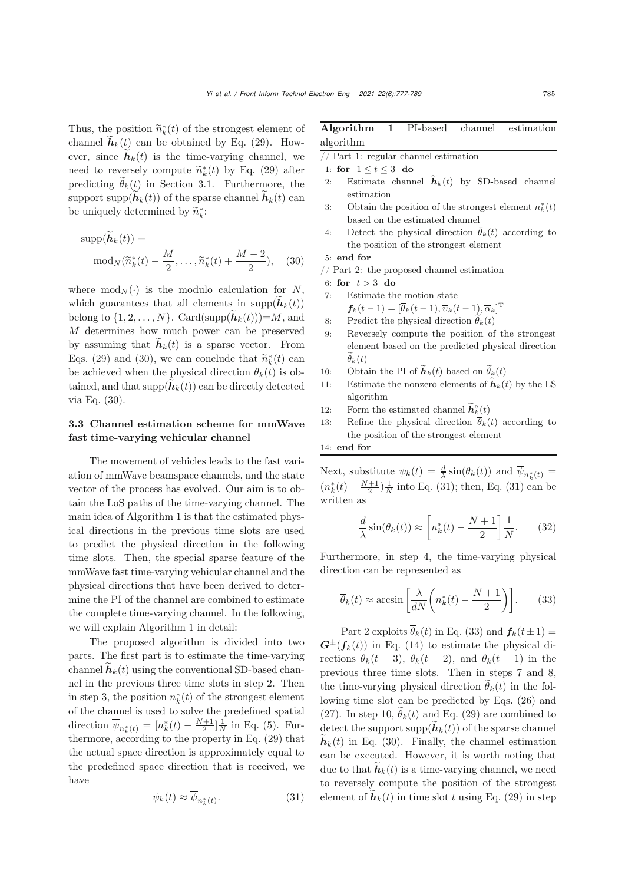Thus, the position $\widetilde{n}_k^*(t)$ of the strongest element of channel $\widetilde{\boldsymbol{h}}_k(t)$ can be obtained by Eq. (29). However, since $\widetilde{\boldsymbol{h}}_k(t)$ is the time-varying channel, we need to reversely compute $\widetilde{n}_k^*(t)$ by Eq. (29) after predicting $\widetilde{\theta}_k(t)$ in Section 3.1. Furthermore, the support $\text{supp}(\widetilde{\boldsymbol{h}}_k(t))$ of the sparse channel $\widetilde{\boldsymbol{h}}_k(t)$ can be uniquely determined by $\widetilde{n}_k^*$:

$$\text{supp}(\widetilde{\boldsymbol{h}}_k(t)) = \text{mod}_N(\widetilde{n}_k^*(t) - \frac{M}{2}, \ldots, \widetilde{n}_k^*(t) + \frac{M-2}{2}), \quad (30)$$

where $\text{mod}_N(\cdot)$ is the modulo calculation for $N$, which guarantees that all elements in $\text{supp}(\widetilde{\boldsymbol{h}}_k(t))$ belong to $\{1, 2, \ldots, N\}$. $\text{Card}(\text{supp}(\widetilde{\boldsymbol{h}}_k(t)))=M$, and $M$ determines how much power can be preserved by assuming that $\widetilde{\boldsymbol{h}}_k(t)$ is a sparse vector. From Eqs. (29) and (30), we can conclude that $\widetilde{n}_k^*(t)$ can be achieved when the physical direction $\theta_k(t)$ is obtained, and that $\text{supp}(\widetilde{\boldsymbol{h}}_k(t))$ can be directly detected via Eq. (30).

### 3.3 Channel estimation scheme for mmWave fast time-varying vehicular channel

The movement of vehicles leads to the fast variation of mmWave beamspace channels, and the state vector of the process has evolved. Our aim is to obtain the LoS paths of the time-varying channel. The main idea of Algorithm 1 is that the estimated physical directions in the previous time slots are used to predict the physical direction in the following time slots. Then, the special sparse feature of the mmWave fast time-varying vehicular channel and the physical directions that have been derived to determine the PI of the channel are combined to estimate the complete time-varying channel. In the following, we will explain Algorithm 1 in detail:

The proposed algorithm is divided into two parts. The first part is to estimate the time-varying channel $\widetilde{\boldsymbol{h}}_k(t)$ using the conventional SD-based channel in the previous three time slots in step 2. Then in step 3, the position $n_k^*(t)$ of the strongest element of the channel is used to solve the predefined spatial direction $\overline{\psi}_{n_k^*(t)} = [n_k^*(t) - \frac{N+1}{2}]\frac{1}{N}$ in Eq. (5). Furthermore, according to the property in Eq. (29) that the actual space direction is approximately equal to the predefined space direction that is received, we have

$$\psi_k(t) \approx \overline{\psi}_{n_k^*(t)}. \quad (31)$$

**Algorithm 1** PI-based channel estimation algorithm

// Part 1: regular channel estimation
1: **for** $1 \le t \le 3$ **do**
2: Estimate channel $\widetilde{\boldsymbol{h}}_k(t)$ by SD-based channel estimation
3: Obtain the position of the strongest element $n_k^*(t)$ based on the estimated channel
4: Detect the physical direction $\bar{\theta}_k(t)$ according to the position of the strongest element
5: **end for**
// Part 2: the proposed channel estimation
6: **for** $t > 3$ **do**
7: Estimate the motion state $\boldsymbol{f}_k(t-1) = [\overline{\theta}_k(t-1), \overline{v}_k(t-1), \overline{\alpha}_k]^{\text{T}}$
8: Predict the physical direction $\widetilde{\theta}_k(t)$
9: Reversely compute the position of the strongest element based on the predicted physical direction $\widetilde{\theta}_k(t)$
10: Obtain the PI of $\widetilde{\boldsymbol{h}}_k(t)$ based on $\widetilde{\theta}_k(t)$
11: Estimate the nonzero elements of $\widetilde{\boldsymbol{h}}_k(t)$ by the LS algorithm
12: Form the estimated channel $\widetilde{\boldsymbol{h}}_k^{\text{e}}(t)$
13: Refine the physical direction $\overline{\theta}_k(t)$ according to the position of the strongest element
14: **end for**

Next, substitute $\psi_k(t) = \frac{d}{\lambda}\sin(\theta_k(t))$ and $\overline{\psi}_{n_k^*(t)} = (n_k^*(t) - \frac{N+1}{2})\frac{1}{N}$ into Eq. (31); then, Eq. (31) can be written as

$$\frac{d}{\lambda}\sin(\theta_k(t)) \approx \left[n_k^*(t) - \frac{N+1}{2}\right]\frac{1}{N}. \quad (32)$$

Furthermore, in step 4, the time-varying physical direction can be represented as

$$\overline{\theta}_k(t) \approx \arcsin\left[\frac{\lambda}{dN}\left(n_k^*(t) - \frac{N+1}{2}\right)\right]. \quad (33)$$

Part 2 exploits $\overline{\theta}_k(t)$ in Eq. (33) and $\boldsymbol{f}_k(t \pm 1) = \boldsymbol{G}^{\pm}(\boldsymbol{f}_k(t))$ in Eq. (14) to estimate the physical directions $\theta_k(t-3)$, $\theta_k(t-2)$, and $\theta_k(t-1)$ in the previous three time slots. Then in steps 7 and 8, the time-varying physical direction $\widetilde{\theta}_k(t)$ in the following time slot can be predicted by Eqs. (26) and (27). In step 10, $\widetilde{\theta}_k(t)$ and Eq. (29) are combined to detect the support $\text{supp}(\widetilde{\boldsymbol{h}}_k(t))$ of the sparse channel $\widetilde{\boldsymbol{h}}_k(t)$ in Eq. (30). Finally, the channel estimation can be executed. However, it is worth noting that due to that $\widetilde{\boldsymbol{h}}_k(t)$ is a time-varying channel, we need to reversely compute the position of the strongest element of $\widetilde{\boldsymbol{h}}_k(t)$ in time slot $t$ using Eq. (29) in step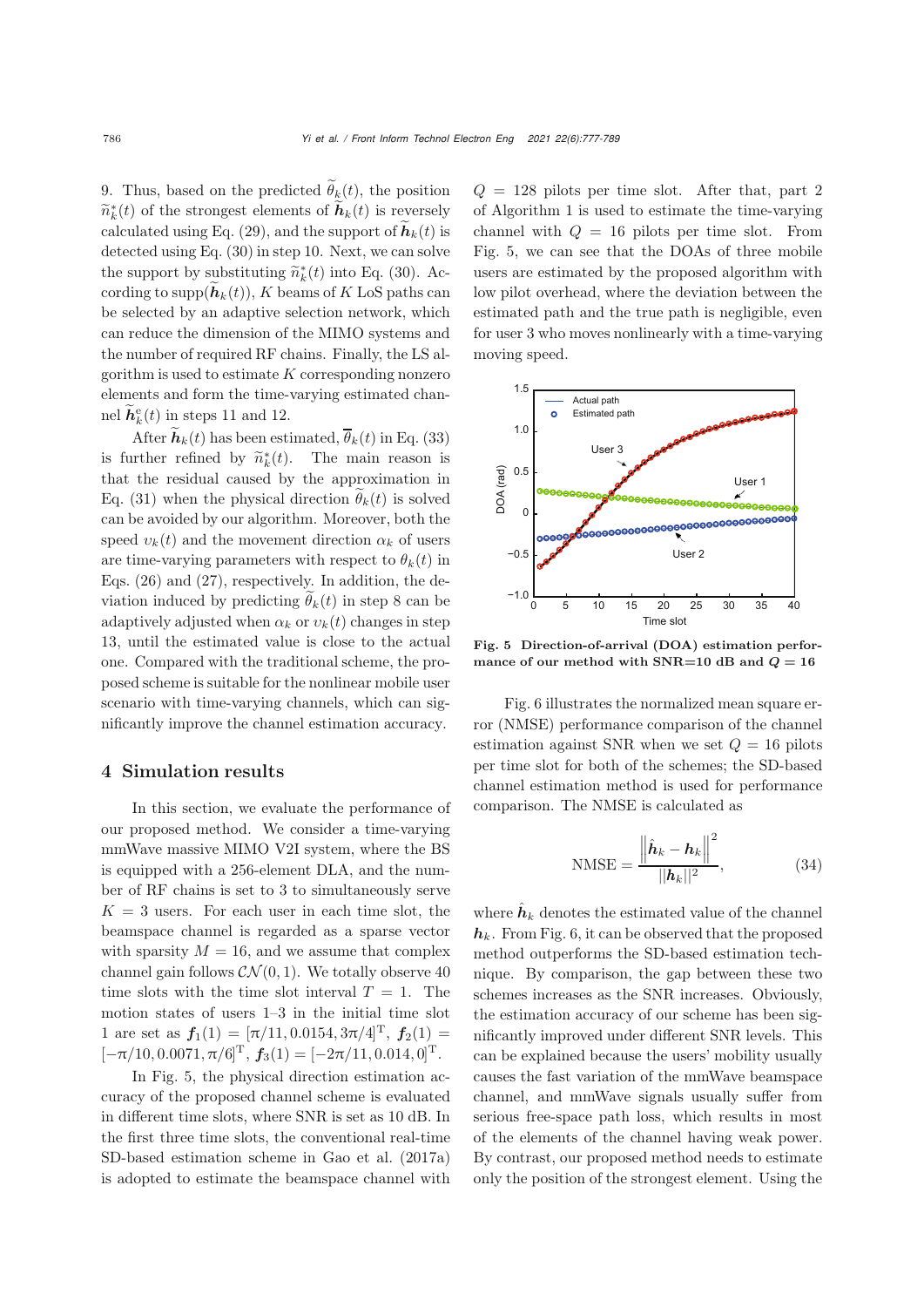9. Thus, based on the predicted $\widetilde{\theta}_k(t)$, the position $\widetilde{n}_k^*(t)$ of the strongest elements of $\widetilde{\boldsymbol{h}}_k(t)$ is reversely calculated using Eq. (29), and the support of $\widetilde{\boldsymbol{h}}_k(t)$ is detected using Eq. (30) in step 10. Next, we can solve the support by substituting $\widetilde{n}_k^*(t)$ into Eq. (30). According to $\text{supp}(\widetilde{\boldsymbol{h}}_k(t))$, $K$ beams of $K$ LoS paths can be selected by an adaptive selection network, which can reduce the dimension of the MIMO systems and the number of required RF chains. Finally, the LS algorithm is used to estimate $K$ corresponding nonzero elements and form the time-varying estimated channel $\widetilde{\boldsymbol{h}}_k^{\mathrm{e}}(t)$ in steps 11 and 12.

After $\widetilde{\boldsymbol{h}}_k(t)$ has been estimated, $\overline{\theta}_k(t)$ in Eq. (33) is further refined by $\widetilde{n}_k^*(t)$. The main reason is that the residual caused by the approximation in Eq. (31) when the physical direction $\widetilde{\theta}_k(t)$ is solved can be avoided by our algorithm. Moreover, both the speed $v_k(t)$ and the movement direction $\alpha_k$ of users are time-varying parameters with respect to $\theta_k(t)$ in Eqs. (26) and (27), respectively. In addition, the deviation induced by predicting $\widetilde{\theta}_k(t)$ in step 8 can be adaptively adjusted when $\alpha_k$ or $v_k(t)$ changes in step 13, until the estimated value is close to the actual one. Compared with the traditional scheme, the proposed scheme is suitable for the nonlinear mobile user scenario with time-varying channels, which can significantly improve the channel estimation accuracy.

## 4 Simulation results

In this section, we evaluate the performance of our proposed method. We consider a time-varying mmWave massive MIMO V2I system, where the BS is equipped with a 256-element DLA, and the number of RF chains is set to 3 to simultaneously serve $K = 3$ users. For each user in each time slot, the beamspace channel is regarded as a sparse vector with sparsity $M = 16$, and we assume that complex channel gain follows $\mathcal{CN}(0, 1)$. We totally observe 40 time slots with the time slot interval $T = 1$. The motion states of users 1–3 in the initial time slot 1 are set as $\boldsymbol{f}_1(1) = [\pi/11, 0.0154, 3\pi/4]^{\mathrm{T}}$, $\boldsymbol{f}_2(1) = [-\pi/10, 0.0071, \pi/6]^{\mathrm{T}}$, $\boldsymbol{f}_3(1) = [-2\pi/11, 0.014, 0]^{\mathrm{T}}$.

In Fig. 5, the physical direction estimation accuracy of the proposed channel scheme is evaluated in different time slots, where SNR is set as 10 dB. In the first three time slots, the conventional real-time SD-based estimation scheme in Gao et al. (2017a) is adopted to estimate the beamspace channel with $Q = 128$ pilots per time slot. After that, part 2 of Algorithm 1 is used to estimate the time-varying channel with $Q = 16$ pilots per time slot. From Fig. 5, we can see that the DOAs of three mobile users are estimated by the proposed algorithm with low pilot overhead, where the deviation between the estimated path and the true path is negligible, even for user 3 who moves nonlinearly with a time-varying moving speed.

**Fig. 5 Direction-of-arrival (DOA) estimation performance of our method with SNR=10 dB and $Q = 16$**

Fig. 6 illustrates the normalized mean square error (NMSE) performance comparison of the channel estimation against SNR when we set $Q = 16$ pilots per time slot for both of the schemes; the SD-based channel estimation method is used for performance comparison. The NMSE is calculated as

$$\text{NMSE} = \frac{\left\|\hat{\boldsymbol{h}}_k - \boldsymbol{h}_k\right\|^2}{\|\boldsymbol{h}_k\|^2}, \tag{34}$$

where $\hat{\boldsymbol{h}}_k$ denotes the estimated value of the channel $\boldsymbol{h}_k$. From Fig. 6, it can be observed that the proposed method outperforms the SD-based estimation technique. By comparison, the gap between these two schemes increases as the SNR increases. Obviously, the estimation accuracy of our scheme has been significantly improved under different SNR levels. This can be explained because the users' mobility usually causes the fast variation of the mmWave beamspace channel, and mmWave signals usually suffer from serious free-space path loss, which results in most of the elements of the channel having weak power. By contrast, our proposed method needs to estimate only the position of the strongest element. Using the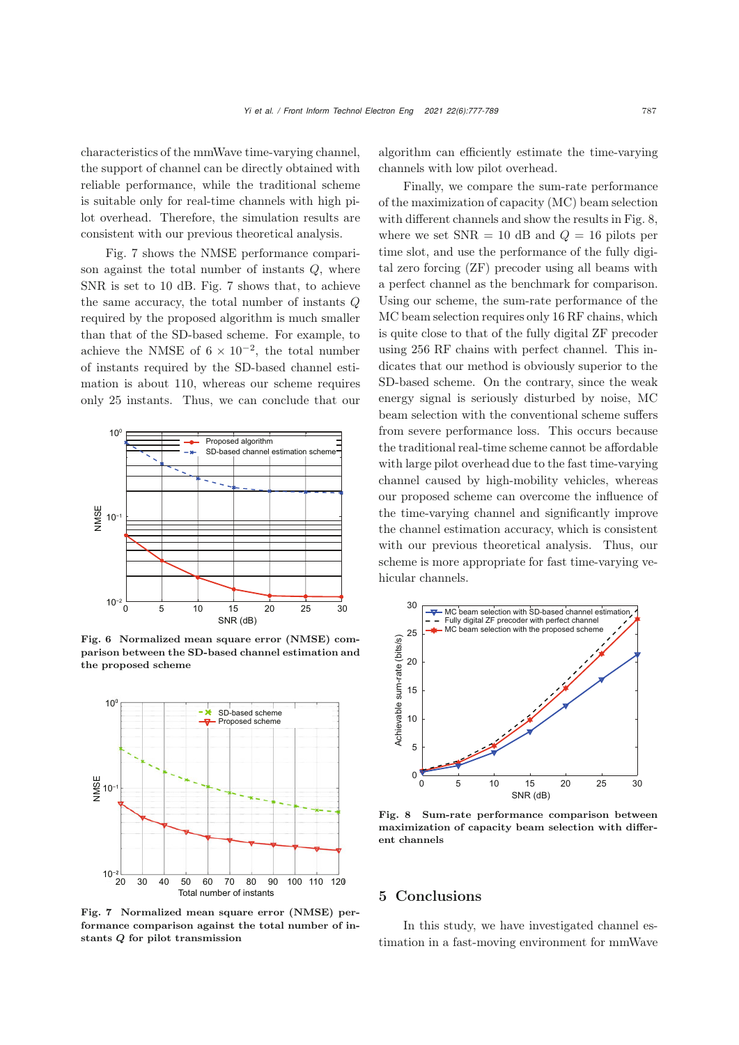characteristics of the mmWave time-varying channel, the support of channel can be directly obtained with reliable performance, while the traditional scheme is suitable only for real-time channels with high pilot overhead. Therefore, the simulation results are consistent with our previous theoretical analysis.

Fig. 7 shows the NMSE performance comparison against the total number of instants $Q$, where SNR is set to 10 dB. Fig. 7 shows that, to achieve the same accuracy, the total number of instants $Q$ required by the proposed algorithm is much smaller than that of the SD-based scheme. For example, to achieve the NMSE of $6 \times 10^{-2}$, the total number of instants required by the SD-based channel estimation is about 110, whereas our scheme requires only 25 instants. Thus, we can conclude that our algorithm can efficiently estimate the time-varying channels with low pilot overhead.

**Fig. 6 Normalized mean square error (NMSE) comparison between the SD-based channel estimation and the proposed scheme**

**Fig. 7 Normalized mean square error (NMSE) performance comparison against the total number of instants $Q$ for pilot transmission**

Finally, we compare the sum-rate performance of the maximization of capacity (MC) beam selection with different channels and show the results in Fig. 8, where we set SNR = 10 dB and $Q$ = 16 pilots per time slot, and use the performance of the fully digital zero forcing (ZF) precoder using all beams with a perfect channel as the benchmark for comparison. Using our scheme, the sum-rate performance of the MC beam selection requires only 16 RF chains, which is quite close to that of the fully digital ZF precoder using 256 RF chains with perfect channel. This indicates that our method is obviously superior to the SD-based scheme. On the contrary, since the weak energy signal is seriously disturbed by noise, MC beam selection with the conventional scheme suffers from severe performance loss. This occurs because the traditional real-time scheme cannot be affordable with large pilot overhead due to the fast time-varying channel caused by high-mobility vehicles, whereas our proposed scheme can overcome the influence of the time-varying channel and significantly improve the channel estimation accuracy, which is consistent with our previous theoretical analysis. Thus, our scheme is more appropriate for fast time-varying vehicular channels.

**Fig. 8 Sum-rate performance comparison between maximization of capacity beam selection with different channels**

## 5 Conclusions

In this study, we have investigated channel estimation in a fast-moving environment for mmWave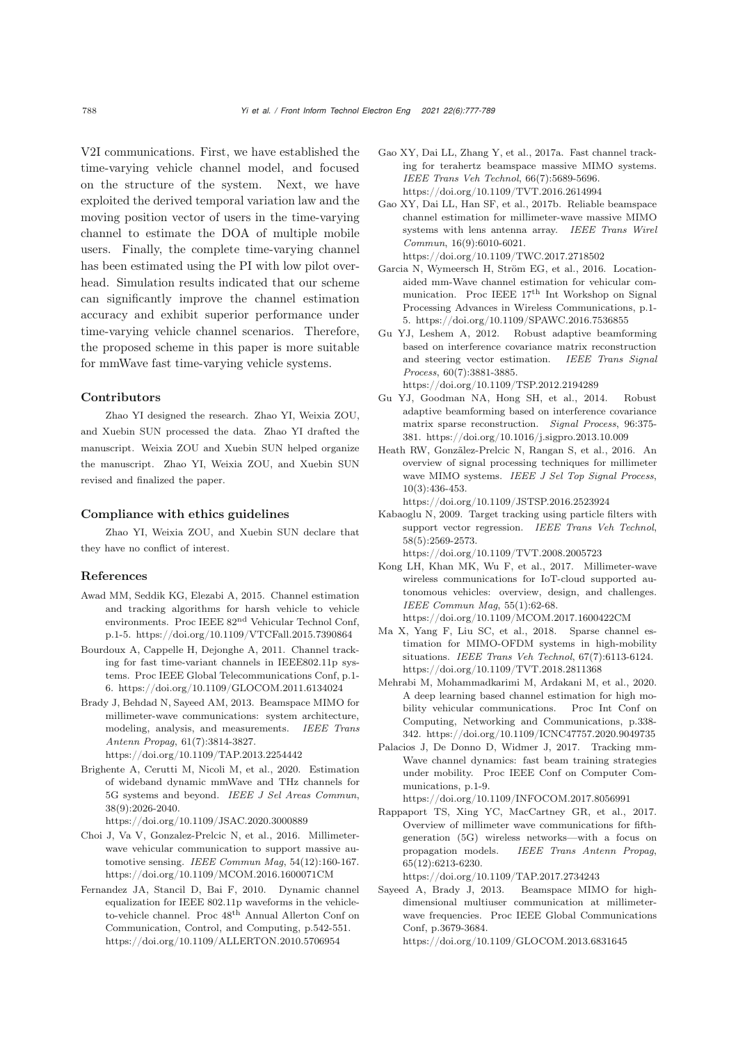V2I communications. First, we have established the time-varying vehicle channel model, and focused on the structure of the system. Next, we have exploited the derived temporal variation law and the moving position vector of users in the time-varying channel to estimate the DOA of multiple mobile users. Finally, the complete time-varying channel has been estimated using the PI with low pilot overhead. Simulation results indicated that our scheme can significantly improve the channel estimation accuracy and exhibit superior performance under time-varying vehicle channel scenarios. Therefore, the proposed scheme in this paper is more suitable for mmWave fast time-varying vehicle systems.

### Contributors

Zhao YI designed the research. Zhao YI, Weixia ZOU, and Xuebin SUN processed the data. Zhao YI drafted the manuscript. Weixia ZOU and Xuebin SUN helped organize the manuscript. Zhao YI, Weixia ZOU, and Xuebin SUN revised and finalized the paper.

### Compliance with ethics guidelines

Zhao YI, Weixia ZOU, and Xuebin SUN declare that they have no conflict of interest.

### References

Awad MM, Seddik KG, Elezabi A, 2015. Channel estimation and tracking algorithms for harsh vehicle to vehicle environments. Proc IEEE 82nd Vehicular Technol Conf, p.1-5. https://doi.org/10.1109/VTCFall.2015.7390864

Bourdoux A, Cappelle H, Dejonghe A, 2011. Channel tracking for fast time-variant channels in IEEE802.11p systems. Proc IEEE Global Telecommunications Conf, p.1-6. https://doi.org/10.1109/GLOCOM.2011.6134024

Brady J, Behdad N, Sayeed AM, 2013. Beamspace MIMO for millimeter-wave communications: system architecture, modeling, analysis, and measurements. *IEEE Trans Antenn Propag*, 61(7):3814-3827. https://doi.org/10.1109/TAP.2013.2254442

Brighente A, Cerutti M, Nicoli M, et al., 2020. Estimation of wideband dynamic mmWave and THz channels for 5G systems and beyond. *IEEE J Sel Areas Commun*, 38(9):2026-2040. https://doi.org/10.1109/JSAC.2020.3000889

Choi J, Va V, Gonzalez-Prelcic N, et al., 2016. Millimeter-wave vehicular communication to support massive automotive sensing. *IEEE Commun Mag*, 54(12):160-167. https://doi.org/10.1109/MCOM.2016.1600071CM

Fernandez JA, Stancil D, Bai F, 2010. Dynamic channel equalization for IEEE 802.11p waveforms in the vehicle-to-vehicle channel. Proc 48th Annual Allerton Conf on Communication, Control, and Computing, p.542-551. https://doi.org/10.1109/ALLERTON.2010.5706954

Gao XY, Dai LL, Zhang Y, et al., 2017a. Fast channel tracking for terahertz beamspace massive MIMO systems. *IEEE Trans Veh Technol*, 66(7):5689-5696. https://doi.org/10.1109/TVT.2016.2614994

Gao XY, Dai LL, Han SF, et al., 2017b. Reliable beamspace channel estimation for millimeter-wave massive MIMO systems with lens antenna array. *IEEE Trans Wirel Commun*, 16(9):6010-6021. https://doi.org/10.1109/TWC.2017.2718502

Garcia N, Wymeersch H, Ström EG, et al., 2016. Location-aided mm-Wave channel estimation for vehicular communication. Proc IEEE 17th Int Workshop on Signal Processing Advances in Wireless Communications, p.1-5. https://doi.org/10.1109/SPAWC.2016.7536855

Gu YJ, Leshem A, 2012. Robust adaptive beamforming based on interference covariance matrix reconstruction and steering vector estimation. *IEEE Trans Signal Process*, 60(7):3881-3885. https://doi.org/10.1109/TSP.2012.2194289

Gu YJ, Goodman NA, Hong SH, et al., 2014. Robust adaptive beamforming based on interference covariance matrix sparse reconstruction. *Signal Process*, 96:375-381. https://doi.org/10.1016/j.sigpro.2013.10.009

Heath RW, González-Prelcic N, Rangan S, et al., 2016. An overview of signal processing techniques for millimeter wave MIMO systems. *IEEE J Sel Top Signal Process*, 10(3):436-453. https://doi.org/10.1109/JSTSP.2016.2523924

Kabaoglu N, 2009. Target tracking using particle filters with support vector regression. *IEEE Trans Veh Technol*, 58(5):2569-2573. https://doi.org/10.1109/TVT.2008.2005723

Kong LH, Khan MK, Wu F, et al., 2017. Millimeter-wave wireless communications for IoT-cloud supported autonomous vehicles: overview, design, and challenges. *IEEE Commun Mag*, 55(1):62-68. https://doi.org/10.1109/MCOM.2017.1600422CM

Ma X, Yang F, Liu SC, et al., 2018. Sparse channel estimation for MIMO-OFDM systems in high-mobility situations. *IEEE Trans Veh Technol*, 67(7):6113-6124. https://doi.org/10.1109/TVT.2018.2811368

Mehrabi M, Mohammadkarimi M, Ardakani M, et al., 2020. A deep learning based channel estimation for high mobility vehicular communications. Proc Int Conf on Computing, Networking and Communications, p.338-342. https://doi.org/10.1109/ICNC47757.2020.9049735

Palacios J, De Donno D, Widmer J, 2017. Tracking mm-Wave channel dynamics: fast beam training strategies under mobility. Proc IEEE Conf on Computer Communications, p.1-9. https://doi.org/10.1109/INFOCOM.2017.8056991

Rappaport TS, Xing YC, MacCartney GR, et al., 2017. Overview of millimeter wave communications for fifth-generation (5G) wireless networks—with a focus on propagation models. *IEEE Trans Antenn Propag*, 65(12):6213-6230. https://doi.org/10.1109/TAP.2017.2734243

Sayeed A, Brady J, 2013. Beamspace MIMO for high-dimensional multiuser communication at millimeter-wave frequencies. Proc IEEE Global Communications Conf, p.3679-3684. https://doi.org/10.1109/GLOCOM.2013.6831645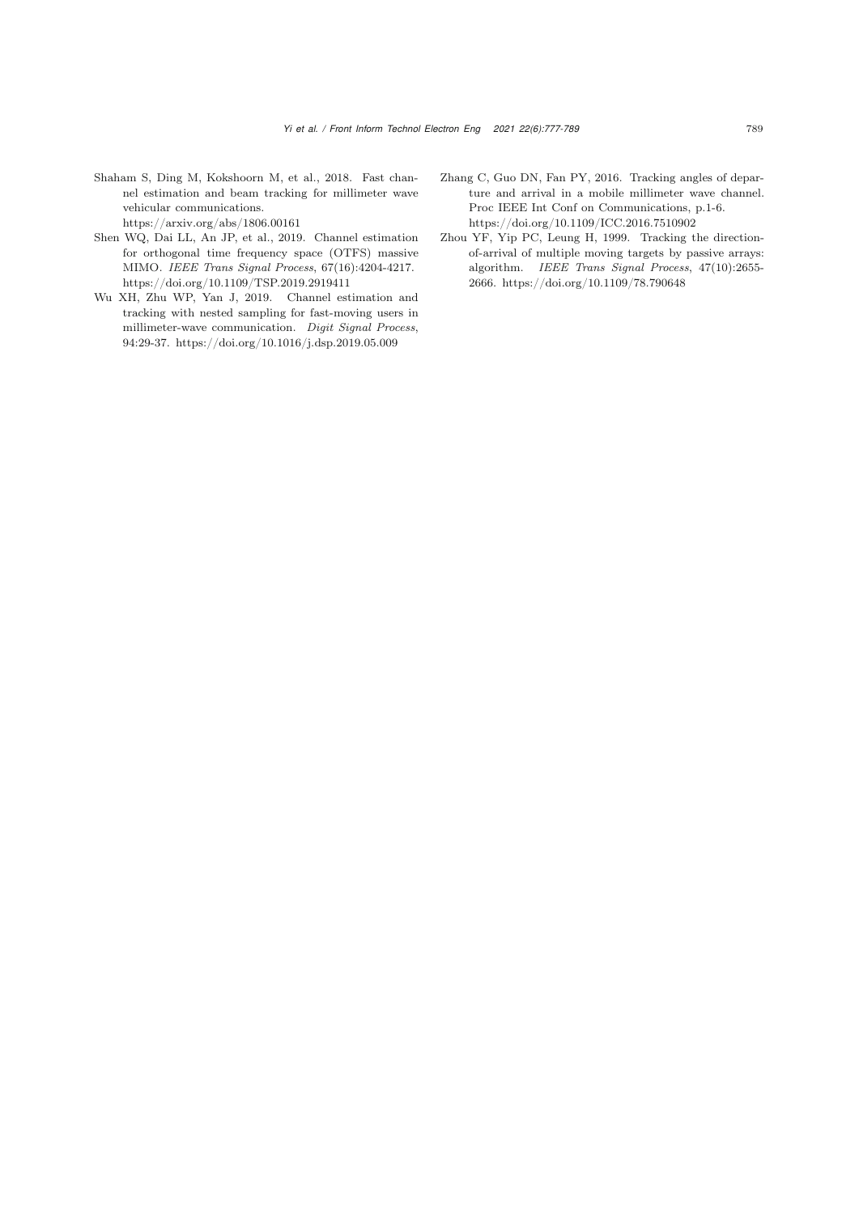Shaham S, Ding M, Kokshoorn M, et al., 2018. Fast channel estimation and beam tracking for millimeter wave vehicular communications. https://arxiv.org/abs/1806.00161

Shen WQ, Dai LL, An JP, et al., 2019. Channel estimation for orthogonal time frequency space (OTFS) massive MIMO. *IEEE Trans Signal Process*, 67(16):4204-4217. https://doi.org/10.1109/TSP.2019.2919411

Wu XH, Zhu WP, Yan J, 2019. Channel estimation and tracking with nested sampling for fast-moving users in millimeter-wave communication. *Digit Signal Process*, 94:29-37. https://doi.org/10.1016/j.dsp.2019.05.009

Zhang C, Guo DN, Fan PY, 2016. Tracking angles of departure and arrival in a mobile millimeter wave channel. Proc IEEE Int Conf on Communications, p.1-6. https://doi.org/10.1109/ICC.2016.7510902

Zhou YF, Yip PC, Leung H, 1999. Tracking the direction-of-arrival of multiple moving targets by passive arrays: algorithm. *IEEE Trans Signal Process*, 47(10):2655-2666. https://doi.org/10.1109/78.790648